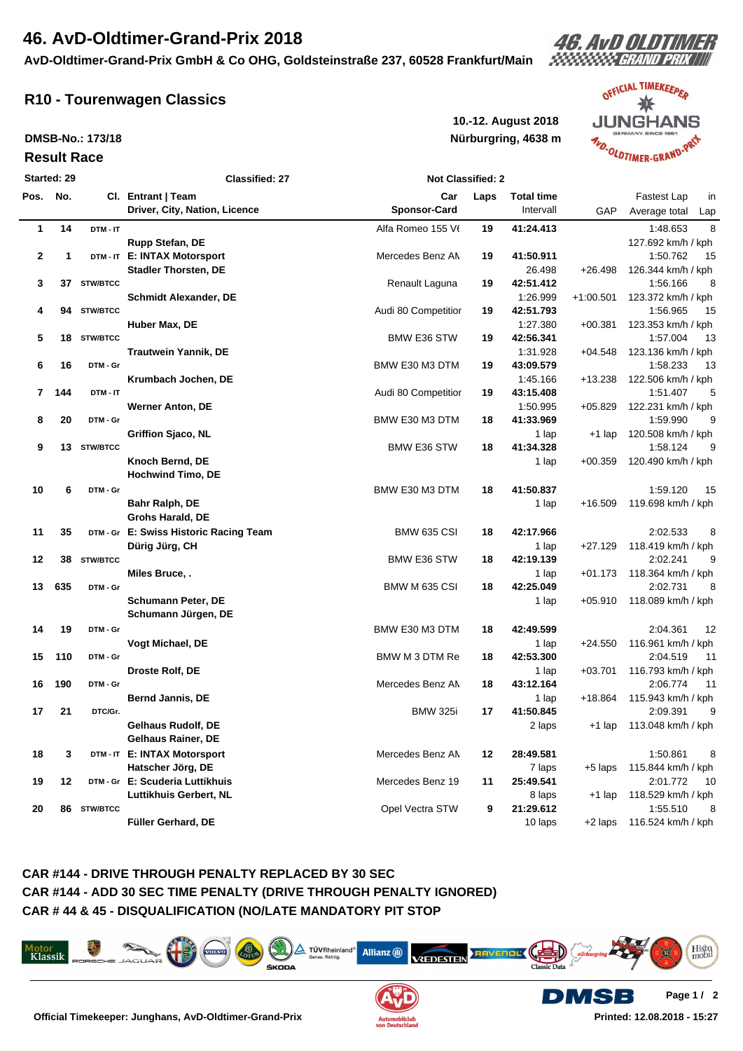# 46. AvD-Oldtimer-Grand-Prix 2018

**AvD-Oldtimer-Grand-Prix GmbH & Co OHG, Goldsteinstraße 237, 60528 Frankfurt/Main**

## R10 - Tourenwagen Classics

**DMSB-No.: 173/18**

**10.-12. August 2018**
**Nürburgring, 4638 m**

## Result Race

**Started: 29** | **Classified: 27** | **Not Classified: 2**

| Pos. | No. | Cl. | Entrant \| Team / Driver, City, Nation, Licence | Car / Sponsor-Card | Laps | Total time / Intervall | GAP | Fastest Lap / Average total | in Lap |
|---|---|---|---|---|---|---|---|---|---|
| 1 | 14 | DTM - IT | Rupp Stefan, DE | Alfa Romeo 155 V6 | 19 | 41:24.413 | | 1:48.653 / 127.692 km/h / kph | 8 |
| 2 | 1 | DTM - IT | E: INTAX Motorsport / Stadler Thorsten, DE | Mercedes Benz AN | 19 | 41:50.911 / 26.498 | +26.498 | 1:50.762 / 126.344 km/h / kph | 15 |
| 3 | 37 | STW/BTCC | Schmidt Alexander, DE | Renault Laguna | 19 | 42:51.412 / 1:26.999 | +1:00.501 | 1:56.166 / 123.372 km/h / kph | 8 |
| 4 | 94 | STW/BTCC | Huber Max, DE | Audi 80 Competitior | 19 | 42:51.793 / 1:27.380 | +00.381 | 1:56.965 / 123.353 km/h / kph | 15 |
| 5 | 18 | STW/BTCC | Trautwein Yannik, DE | BMW E36 STW | 19 | 42:56.341 / 1:31.928 | +04.548 | 1:57.004 / 123.136 km/h / kph | 13 |
| 6 | 16 | DTM - Gr | Krumbach Jochen, DE | BMW E30 M3 DTM | 19 | 43:09.579 / 1:45.166 | +13.238 | 1:58.233 / 122.506 km/h / kph | 13 |
| 7 | 144 | DTM - IT | Werner Anton, DE | Audi 80 Competitior | 19 | 43:15.408 / 1:50.995 | +05.829 | 1:51.407 / 122.231 km/h / kph | 5 |
| 8 | 20 | DTM - Gr | Griffion Sjaco, NL | BMW E30 M3 DTM | 18 | 41:33.969 / 1 lap | +1 lap | 1:59.990 / 120.508 km/h / kph | 9 |
| 9 | 13 | STW/BTCC | Knoch Bernd, DE / Hochwind Timo, DE | BMW E36 STW | 18 | 41:34.328 / 1 lap | +00.359 | 1:58.124 / 120.490 km/h / kph | 9 |
| 10 | 6 | DTM - Gr | Bahr Ralph, DE / Grohs Harald, DE | BMW E30 M3 DTM | 18 | 41:50.837 / 1 lap | +16.509 | 1:59.120 / 119.698 km/h / kph | 15 |
| 11 | 35 | DTM - Gr | E: Swiss Historic Racing Team / Dürig Jürg, CH | BMW 635 CSI | 18 | 42:17.966 / 1 lap | +27.129 | 2:02.533 / 118.419 km/h / kph | 8 |
| 12 | 38 | STW/BTCC | Miles Bruce, . | BMW E36 STW | 18 | 42:19.139 / 1 lap | +01.173 | 2:02.241 / 118.364 km/h / kph | 9 |
| 13 | 635 | DTM - Gr | Schumann Peter, DE / Schumann Jürgen, DE | BMW M 635 CSI | 18 | 42:25.049 / 1 lap | +05.910 | 2:02.731 / 118.089 km/h / kph | 8 |
| 14 | 19 | DTM - Gr | Vogt Michael, DE | BMW E30 M3 DTM | 18 | 42:49.599 / 1 lap | +24.550 | 2:04.361 / 116.961 km/h / kph | 12 |
| 15 | 110 | DTM - Gr | Droste Rolf, DE | BMW M 3 DTM Re | 18 | 42:53.300 / 1 lap | +03.701 | 2:04.519 / 116.793 km/h / kph | 11 |
| 16 | 190 | DTM - Gr | Bernd Jannis, DE | Mercedes Benz AN | 18 | 43:12.164 / 1 lap | +18.864 | 2:06.774 / 115.943 km/h / kph | 11 |
| 17 | 21 | DTC/Gr. | Gelhaus Rudolf, DE / Gelhaus Rainer, DE | BMW 325i | 17 | 41:50.845 / 2 laps | +1 lap | 2:09.391 / 113.048 km/h / kph | 9 |
| 18 | 3 | DTM - IT | E: INTAX Motorsport / Hatscher Jörg, DE | Mercedes Benz AN | 12 | 28:49.581 / 7 laps | +5 laps | 1:50.861 / 115.844 km/h / kph | 8 |
| 19 | 12 | DTM - Gr | E: Scuderia Luttikhuis / Luttikhuis Gerbert, NL | Mercedes Benz 19 | 11 | 25:49.541 / 8 laps | +1 lap | 2:01.772 / 118.529 km/h / kph | 10 |
| 20 | 86 | STW/BTCC | Füller Gerhard, DE | Opel Vectra STW | 9 | 21:29.612 / 10 laps | +2 laps | 1:55.510 / 116.524 km/h / kph | 8 |

**CAR #144 - DRIVE THROUGH PENALTY REPLACED BY 30 SEC**
**CAR #144 - ADD 30 SEC TIME PENALTY (DRIVE THROUGH PENALTY IGNORED)**
**CAR # 44 & 45 - DISQUALIFICATION (NO/LATE MANDATORY PIT STOP**

**Official Timekeeper: Junghans, AvD-Oldtimer-Grand-Prix**

**Printed: 12.08.2018 - 15:27**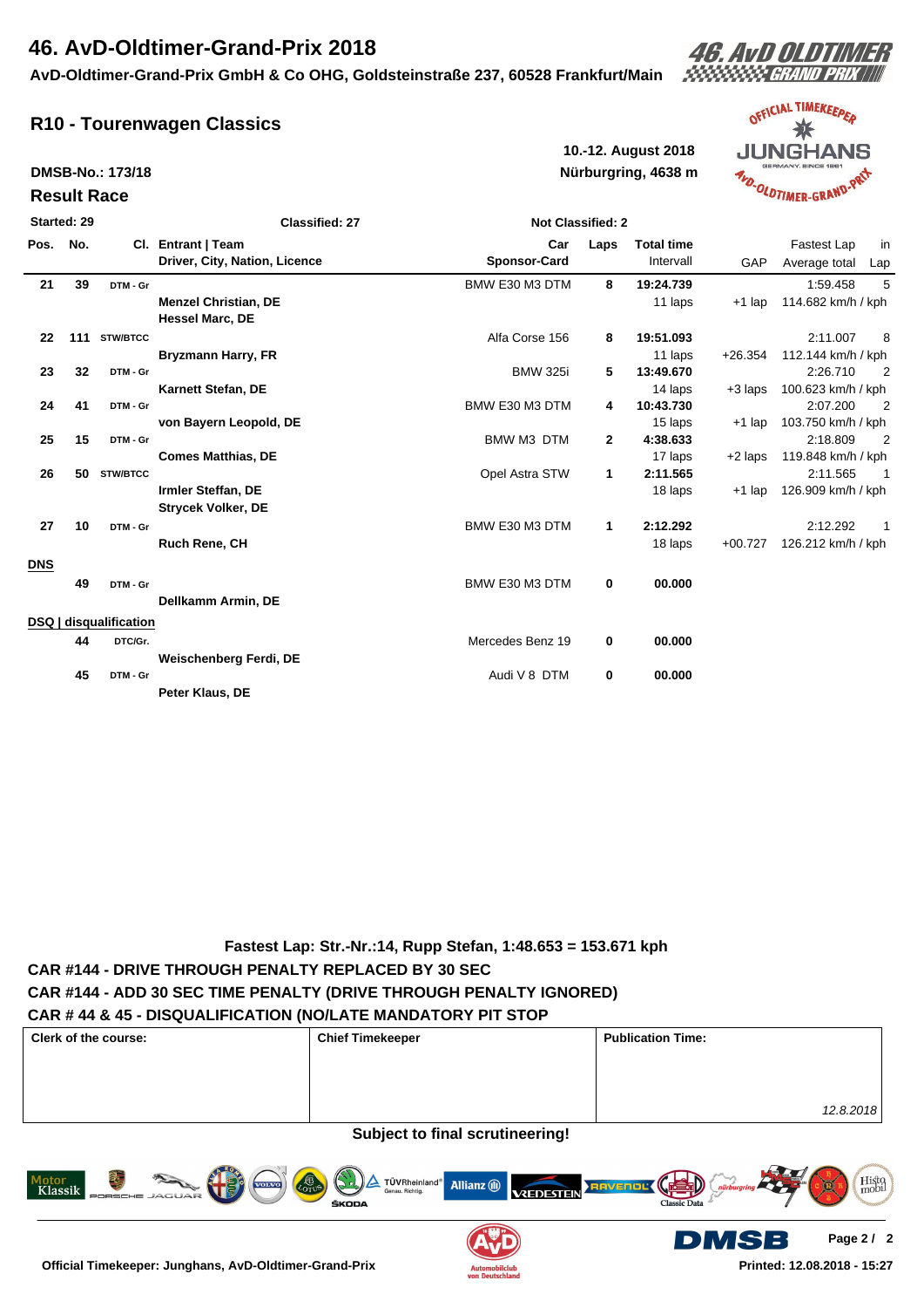# 46. AvD-Oldtimer-Grand-Prix 2018

**AvD-Oldtimer-Grand-Prix GmbH & Co OHG, Goldsteinstraße 237, 60528 Frankfurt/Main**

## R10 - Tourenwagen Classics

**DMSB-No.: 173/18**

**10.-12. August 2018**
**Nürburgring, 4638 m**

### Result Race

**Started: 29** | **Classified: 27** | **Not Classified: 2**

| Pos. | No. | Cl. | Entrant \| Team / Driver, City, Nation, Licence | Car / Sponsor-Card | Laps | Total time / Intervall | GAP | Fastest Lap / Average total | in Lap |
|---|---|---|---|---|---|---|---|---|---|
| 21 | 39 | DTM - Gr | Menzel Christian, DE<br>Hessel Marc, DE | BMW E30 M3 DTM | 8 | 19:24.739<br>11 laps | +1 lap | 1:59.458<br>114.682 km/h / kph | 5 |
| 22 | 111 | STW/BTCC | Bryzmann Harry, FR | Alfa Corse 156 | 8 | 19:51.093<br>11 laps | +26.354 | 2:11.007<br>112.144 km/h / kph | 8 |
| 23 | 32 | DTM - Gr | Karnett Stefan, DE | BMW 325i | 5 | 13:49.670<br>14 laps | +3 laps | 2:26.710<br>100.623 km/h / kph | 2 |
| 24 | 41 | DTM - Gr | von Bayern Leopold, DE | BMW E30 M3 DTM | 4 | 10:43.730<br>15 laps | +1 lap | 2:07.200<br>103.750 km/h / kph | 2 |
| 25 | 15 | DTM - Gr | Comes Matthias, DE | BMW M3 DTM | 2 | 4:38.633<br>17 laps | +2 laps | 2:18.809<br>119.848 km/h / kph | 2 |
| 26 | 50 | STW/BTCC | Irmler Steffan, DE<br>Strycek Volker, DE | Opel Astra STW | 1 | 2:11.565<br>18 laps | +1 lap | 2:11.565<br>126.909 km/h / kph | 1 |
| 27 | 10 | DTM - Gr | Ruch Rene, CH | BMW E30 M3 DTM | 1 | 2:12.292<br>18 laps | +00.727 | 2:12.292<br>126.212 km/h / kph | 1 |
| **DNS** | | | | | | | | | |
| | 49 | DTM - Gr | Dellkamm Armin, DE | BMW E30 M3 DTM | 0 | 00.000 | | | |
| **DSQ \| disqualification** | | | | | | | | | |
| | 44 | DTC/Gr. | Weischenberg Ferdi, DE | Mercedes Benz 19 | 0 | 00.000 | | | |
| | 45 | DTM - Gr | Peter Klaus, DE | Audi V 8 DTM | 0 | 00.000 | | | |

**Fastest Lap: Str.-Nr.:14, Rupp Stefan, 1:48.653 = 153.671 kph**

**CAR #144 - DRIVE THROUGH PENALTY REPLACED BY 30 SEC**

**CAR #144 - ADD 30 SEC TIME PENALTY (DRIVE THROUGH PENALTY IGNORED)**

**CAR # 44 & 45 - DISQUALIFICATION (NO/LATE MANDATORY PIT STOP**

| Clerk of the course: | Chief Timekeeper | Publication Time: |
|---|---|---|
| | | *12.8.2018* |

**Subject to final scrutineering!**

**Official Timekeeper: Junghans, AvD-Oldtimer-Grand-Prix**

**Printed: 12.08.2018 - 15:27**